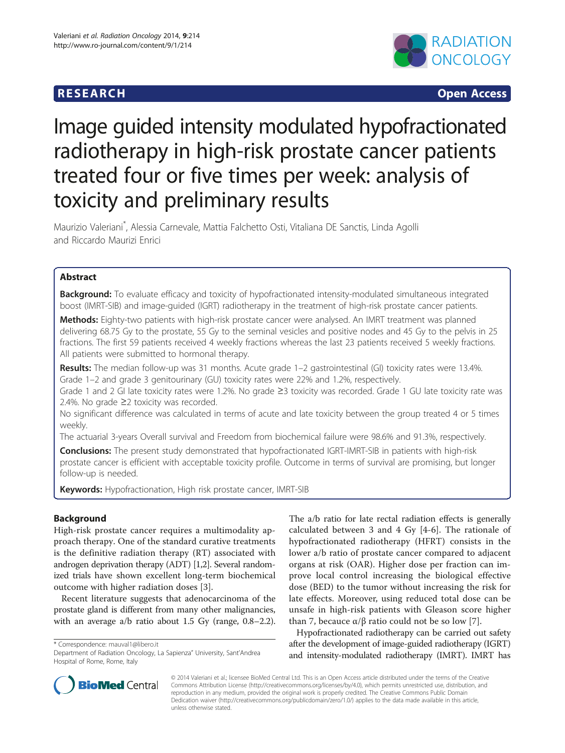RESEARCH Open Access

# Image guided intensity modulated hypofractionated radiotherapy in high-risk prostate cancer patients treated four or five times per week: analysis of toxicity and preliminary results

Maurizio Valeriani*, Alessia Carnevale, Mattia Falchetto Osti, Vitaliana DE Sanctis, Linda Agolli and Riccardo Maurizi Enrici

## Abstract

**Background:** To evaluate efficacy and toxicity of hypofractionated intensity-modulated simultaneous integrated boost (IMRT-SIB) and image-guided (IGRT) radiotherapy in the treatment of high-risk prostate cancer patients.

**Methods:** Eighty-two patients with high-risk prostate cancer were analysed. An IMRT treatment was planned delivering 68.75 Gy to the prostate, 55 Gy to the seminal vesicles and positive nodes and 45 Gy to the pelvis in 25 fractions. The first 59 patients received 4 weekly fractions whereas the last 23 patients received 5 weekly fractions. All patients were submitted to hormonal therapy.

**Results:** The median follow-up was 31 months. Acute grade 1–2 gastrointestinal (GI) toxicity rates were 13.4%. Grade 1–2 and grade 3 genitourinary (GU) toxicity rates were 22% and 1.2%, respectively.

Grade 1 and 2 GI late toxicity rates were 1.2%. No grade ≥3 toxicity was recorded. Grade 1 GU late toxicity rate was 2.4%. No grade ≥2 toxicity was recorded.

No significant difference was calculated in terms of acute and late toxicity between the group treated 4 or 5 times weekly.

The actuarial 3-years Overall survival and Freedom from biochemical failure were 98.6% and 91.3%, respectively.

**Conclusions:** The present study demonstrated that hypofractionated IGRT-IMRT-SIB in patients with high-risk prostate cancer is efficient with acceptable toxicity profile. Outcome in terms of survival are promising, but longer follow-up is needed.

**Keywords:** Hypofractionation, High risk prostate cancer, IMRT-SIB

## Background

High-risk prostate cancer requires a multimodality approach therapy. One of the standard curative treatments is the definitive radiation therapy (RT) associated with androgen deprivation therapy (ADT) [1,2]. Several randomized trials have shown excellent long-term biochemical outcome with higher radiation doses [3].

Recent literature suggests that adenocarcinoma of the prostate gland is different from many other malignancies, with an average a/b ratio about 1.5 Gy (range, 0.8–2.2). The a/b ratio for late rectal radiation effects is generally calculated between 3 and 4 Gy [4-6]. The rationale of hypofractionated radiotherapy (HFRT) consists in the lower a/b ratio of prostate cancer compared to adjacent organs at risk (OAR). Higher dose per fraction can improve local control increasing the biological effective dose (BED) to the tumor without increasing the risk for late effects. Moreover, using reduced total dose can be unsafe in high-risk patients with Gleason score higher than 7, becauce $\alpha/\beta$ ratio could not be so low [7].

Hypofractionated radiotherapy can be carried out safety after the development of image-guided radiotherapy (IGRT) and intensity-modulated radiotherapy (IMRT). IMRT has

\* Correspondence: mauval1@libero.it
Department of Radiation Oncology, La Sapienza" University, Sant'Andrea Hospital of Rome, Rome, Italy

© 2014 Valeriani et al.; licensee BioMed Central Ltd. This is an Open Access article distributed under the terms of the Creative Commons Attribution License (http://creativecommons.org/licenses/by/4.0), which permits unrestricted use, distribution, and reproduction in any medium, provided the original work is properly credited. The Creative Commons Public Domain Dedication waiver (http://creativecommons.org/publicdomain/zero/1.0/) applies to the data made available in this article, unless otherwise stated.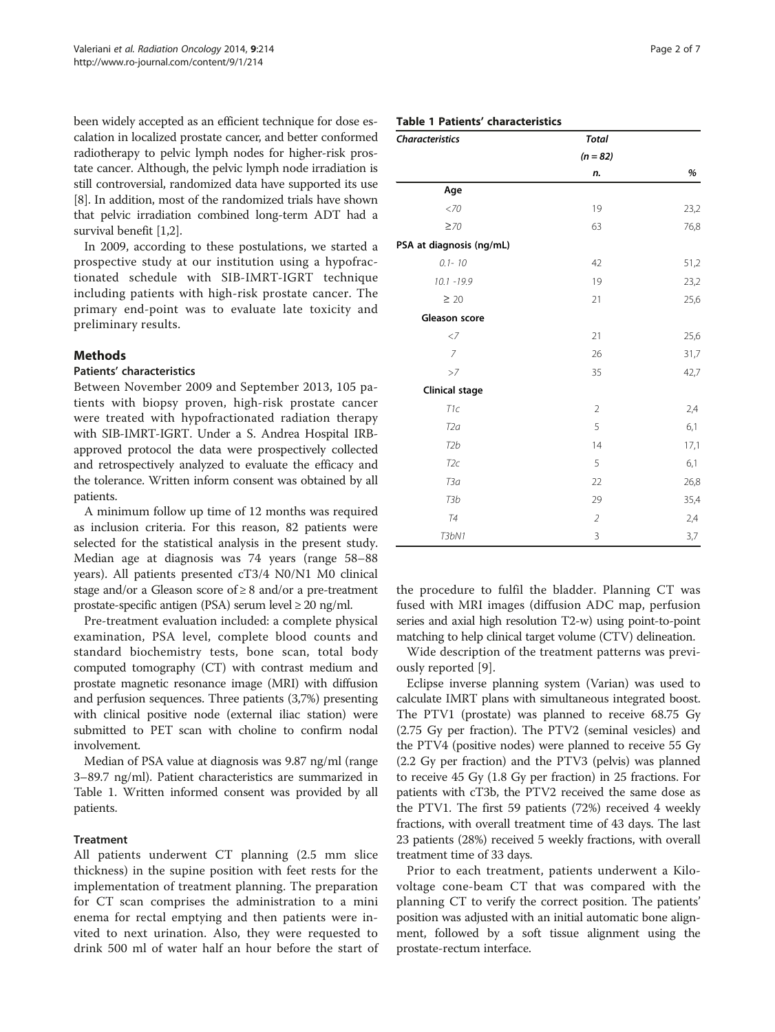been widely accepted as an efficient technique for dose escalation in localized prostate cancer, and better conformed radiotherapy to pelvic lymph nodes for higher-risk prostate cancer. Although, the pelvic lymph node irradiation is still controversial, randomized data have supported its use [8]. In addition, most of the randomized trials have shown that pelvic irradiation combined long-term ADT had a survival benefit [1,2].

In 2009, according to these postulations, we started a prospective study at our institution using a hypofractionated schedule with SIB-IMRT-IGRT technique including patients with high-risk prostate cancer. The primary end-point was to evaluate late toxicity and preliminary results.

## Methods

### Patients' characteristics

Between November 2009 and September 2013, 105 patients with biopsy proven, high-risk prostate cancer were treated with hypofractionated radiation therapy with SIB-IMRT-IGRT. Under a S. Andrea Hospital IRB-approved protocol the data were prospectively collected and retrospectively analyzed to evaluate the efficacy and the tolerance. Written inform consent was obtained by all patients.

A minimum follow up time of 12 months was required as inclusion criteria. For this reason, 82 patients were selected for the statistical analysis in the present study. Median age at diagnosis was 74 years (range 58–88 years). All patients presented cT3/4 N0/N1 M0 clinical stage and/or a Gleason score of ≥ 8 and/or a pre-treatment prostate-specific antigen (PSA) serum level ≥ 20 ng/ml.

Pre-treatment evaluation included: a complete physical examination, PSA level, complete blood counts and standard biochemistry tests, bone scan, total body computed tomography (CT) with contrast medium and prostate magnetic resonance image (MRI) with diffusion and perfusion sequences. Three patients (3,7%) presenting with clinical positive node (external iliac station) were submitted to PET scan with choline to confirm nodal involvement.

Median of PSA value at diagnosis was 9.87 ng/ml (range 3–89.7 ng/ml). Patient characteristics are summarized in Table 1. Written informed consent was provided by all patients.

**Table 1 Patients' characteristics**

| *Characteristics* | *Total* | |
|---|---|---|
| | *(n = 82)* | |
| | *n.* | *%* |
| **Age** | | |
| *<70* | 19 | 23,2 |
| *≥70* | 63 | 76,8 |
| **PSA at diagnosis (ng/mL)** | | |
| *0.1- 10* | 42 | 51,2 |
| *10.1 -19.9* | 19 | 23,2 |
| *≥ 20* | 21 | 25,6 |
| **Gleason score** | | |
| *<7* | 21 | 25,6 |
| *7* | 26 | 31,7 |
| *>7* | 35 | 42,7 |
| **Clinical stage** | | |
| *T1c* | 2 | 2,4 |
| *T2a* | 5 | 6,1 |
| *T2b* | 14 | 17,1 |
| *T2c* | 5 | 6,1 |
| *T3a* | 22 | 26,8 |
| *T3b* | 29 | 35,4 |
| *T4* | *2* | 2,4 |
| *T3bN1* | 3 | 3,7 |

### Treatment

All patients underwent CT planning (2.5 mm slice thickness) in the supine position with feet rests for the implementation of treatment planning. The preparation for CT scan comprises the administration to a mini enema for rectal emptying and then patients were invited to next urination. Also, they were requested to drink 500 ml of water half an hour before the start of the procedure to fulfil the bladder. Planning CT was fused with MRI images (diffusion ADC map, perfusion series and axial high resolution T2-w) using point-to-point matching to help clinical target volume (CTV) delineation.

Wide description of the treatment patterns was previously reported [9].

Eclipse inverse planning system (Varian) was used to calculate IMRT plans with simultaneous integrated boost. The PTV1 (prostate) was planned to receive 68.75 Gy (2.75 Gy per fraction). The PTV2 (seminal vesicles) and the PTV4 (positive nodes) were planned to receive 55 Gy (2.2 Gy per fraction) and the PTV3 (pelvis) was planned to receive 45 Gy (1.8 Gy per fraction) in 25 fractions. For patients with cT3b, the PTV2 received the same dose as the PTV1. The first 59 patients (72%) received 4 weekly fractions, with overall treatment time of 43 days. The last 23 patients (28%) received 5 weekly fractions, with overall treatment time of 33 days.

Prior to each treatment, patients underwent a Kilovoltage cone-beam CT that was compared with the planning CT to verify the correct position. The patients' position was adjusted with an initial automatic bone alignment, followed by a soft tissue alignment using the prostate-rectum interface.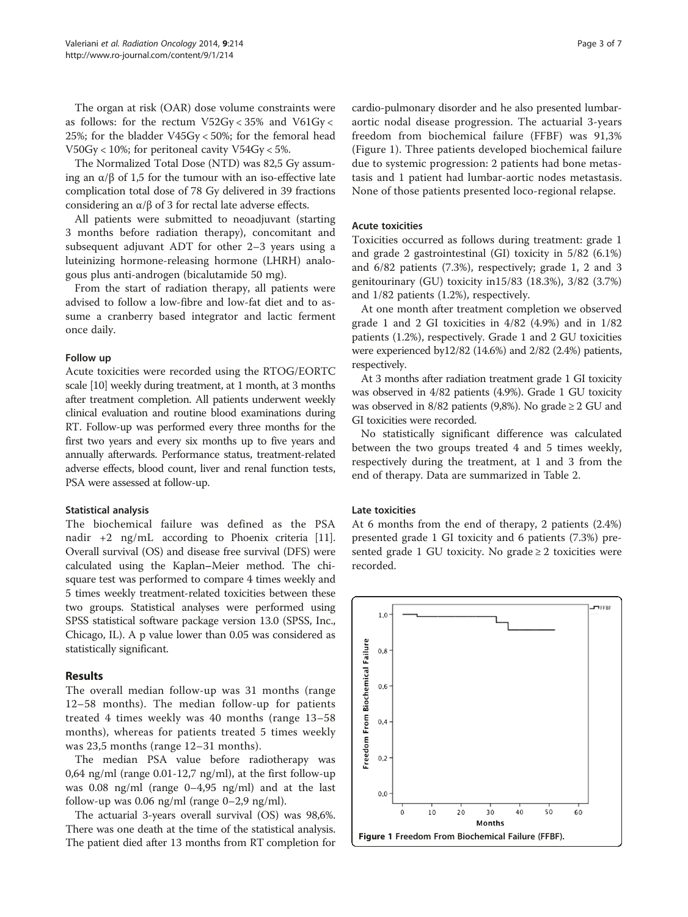The organ at risk (OAR) dose volume constraints were as follows: for the rectum V52Gy < 35% and V61Gy < 25%; for the bladder V45Gy < 50%; for the femoral head V50Gy < 10%; for peritoneal cavity V54Gy < 5%.

The Normalized Total Dose (NTD) was 82,5 Gy assuming an α/β of 1,5 for the tumour with an iso-effective late complication total dose of 78 Gy delivered in 39 fractions considering an α/β of 3 for rectal late adverse effects.

All patients were submitted to neoadjuvant (starting 3 months before radiation therapy), concomitant and subsequent adjuvant ADT for other 2–3 years using a luteinizing hormone-releasing hormone (LHRH) analogous plus anti-androgen (bicalutamide 50 mg).

From the start of radiation therapy, all patients were advised to follow a low-fibre and low-fat diet and to assume a cranberry based integrator and lactic ferment once daily.

#### Follow up

Acute toxicities were recorded using the RTOG/EORTC scale [10] weekly during treatment, at 1 month, at 3 months after treatment completion. All patients underwent weekly clinical evaluation and routine blood examinations during RT. Follow-up was performed every three months for the first two years and every six months up to five years and annually afterwards. Performance status, treatment-related adverse effects, blood count, liver and renal function tests, PSA were assessed at follow-up.

#### Statistical analysis

The biochemical failure was defined as the PSA nadir +2 ng/mL according to Phoenix criteria [11]. Overall survival (OS) and disease free survival (DFS) were calculated using the Kaplan–Meier method. The chi-square test was performed to compare 4 times weekly and 5 times weekly treatment-related toxicities between these two groups. Statistical analyses were performed using SPSS statistical software package version 13.0 (SPSS, Inc., Chicago, IL). A p value lower than 0.05 was considered as statistically significant.

## Results

The overall median follow-up was 31 months (range 12–58 months). The median follow-up for patients treated 4 times weekly was 40 months (range 13–58 months), whereas for patients treated 5 times weekly was 23,5 months (range 12–31 months).

The median PSA value before radiotherapy was 0,64 ng/ml (range 0.01-12,7 ng/ml), at the first follow-up was 0.08 ng/ml (range 0–4,95 ng/ml) and at the last follow-up was 0.06 ng/ml (range 0–2,9 ng/ml).

The actuarial 3-years overall survival (OS) was 98,6%. There was one death at the time of the statistical analysis. The patient died after 13 months from RT completion for cardio-pulmonary disorder and he also presented lumbar-aortic nodal disease progression. The actuarial 3-years freedom from biochemical failure (FFBF) was 91,3% (Figure 1). Three patients developed biochemical failure due to systemic progression: 2 patients had bone metastasis and 1 patient had lumbar-aortic nodes metastasis. None of those patients presented loco-regional relapse.

#### Acute toxicities

Toxicities occurred as follows during treatment: grade 1 and grade 2 gastrointestinal (GI) toxicity in 5/82 (6.1%) and 6/82 patients (7.3%), respectively; grade 1, 2 and 3 genitourinary (GU) toxicity in15/83 (18.3%), 3/82 (3.7%) and 1/82 patients (1.2%), respectively.

At one month after treatment completion we observed grade 1 and 2 GI toxicities in 4/82 (4.9%) and in 1/82 patients (1.2%), respectively. Grade 1 and 2 GU toxicities were experienced by12/82 (14.6%) and 2/82 (2.4%) patients, respectively.

At 3 months after radiation treatment grade 1 GI toxicity was observed in 4/82 patients (4.9%). Grade 1 GU toxicity was observed in 8/82 patients (9,8%). No grade ≥ 2 GU and GI toxicities were recorded.

No statistically significant difference was calculated between the two groups treated 4 and 5 times weekly, respectively during the treatment, at 1 and 3 from the end of therapy. Data are summarized in Table 2.

#### Late toxicities

At 6 months from the end of therapy, 2 patients (2.4%) presented grade 1 GI toxicity and 6 patients (7.3%) presented grade 1 GU toxicity. No grade ≥ 2 toxicities were recorded.

Figure 1 Freedom From Biochemical Failure (FFBF).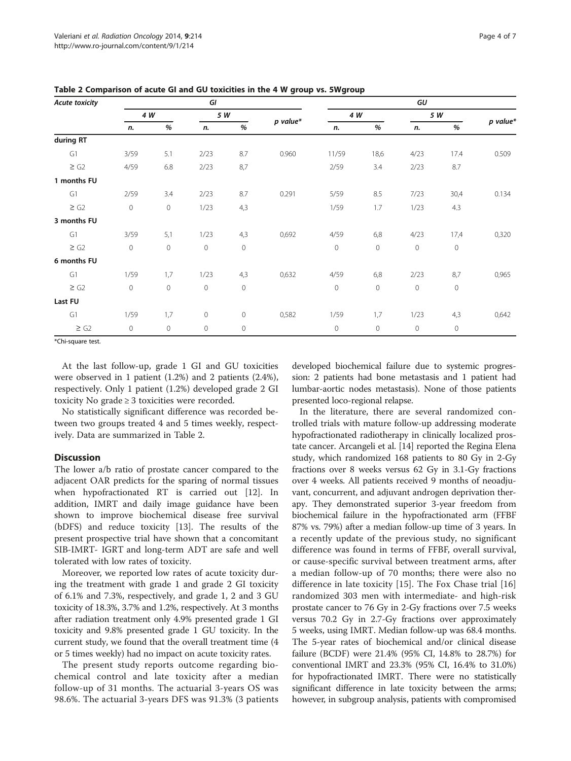**Table 2 Comparison of acute GI and GU toxicities in the 4 W group vs. 5Wgroup**

| *Acute toxicity* | *GI* | | | | | *GU* | | | | |
|---|---|---|---|---|---|---|---|---|---|---|
| | *4 W* | | *5 W* | | *p value** | *4 W* | | *5 W* | | *p value** |
| | *n.* | *%* | *n.* | *%* | | *n.* | *%* | *n.* | *%* | |
| **during RT** | | | | | | | | | | |
| G1 | 3/59 | 5.1 | 2/23 | 8.7 | 0.960 | 11/59 | 18,6 | 4/23 | 17.4 | 0.509 |
| ≥ G2 | 4/59 | 6.8 | 2/23 | 8,7 | | 2/59 | 3.4 | 2/23 | 8.7 | |
| **1 months FU** | | | | | | | | | | |
| G1 | 2/59 | 3.4 | 2/23 | 8.7 | 0.291 | 5/59 | 8.5 | 7/23 | 30,4 | 0.134 |
| ≥ G2 | 0 | 0 | 1/23 | 4,3 | | 1/59 | 1.7 | 1/23 | 4.3 | |
| **3 months FU** | | | | | | | | | | |
| G1 | 3/59 | 5,1 | 1/23 | 4,3 | 0,692 | 4/59 | 6,8 | 4/23 | 17,4 | 0,320 |
| ≥ G2 | 0 | 0 | 0 | 0 | | 0 | 0 | 0 | 0 | |
| **6 months FU** | | | | | | | | | | |
| G1 | 1/59 | 1,7 | 1/23 | 4,3 | 0,632 | 4/59 | 6,8 | 2/23 | 8,7 | 0,965 |
| ≥ G2 | 0 | 0 | 0 | 0 | | 0 | 0 | 0 | 0 | |
| **Last FU** | | | | | | | | | | |
| G1 | 1/59 | 1,7 | 0 | 0 | 0,582 | 1/59 | 1,7 | 1/23 | 4,3 | 0,642 |
| ≥ G2 | 0 | 0 | 0 | 0 | | 0 | 0 | 0 | 0 | |

*Chi-square test.

At the last follow-up, grade 1 GI and GU toxicities were observed in 1 patient (1.2%) and 2 patients (2.4%), respectively. Only 1 patient (1.2%) developed grade 2 GI toxicity No grade ≥ 3 toxicities were recorded.

No statistically significant difference was recorded between two groups treated 4 and 5 times weekly, respectively. Data are summarized in Table 2.

## Discussion

The lower a/b ratio of prostate cancer compared to the adjacent OAR predicts for the sparing of normal tissues when hypofractionated RT is carried out [12]. In addition, IMRT and daily image guidance have been shown to improve biochemical disease free survival (bDFS) and reduce toxicity [13]. The results of the present prospective trial have shown that a concomitant SIB-IMRT- IGRT and long-term ADT are safe and well tolerated with low rates of toxicity.

Moreover, we reported low rates of acute toxicity during the treatment with grade 1 and grade 2 GI toxicity of 6.1% and 7.3%, respectively, and grade 1, 2 and 3 GU toxicity of 18.3%, 3.7% and 1.2%, respectively. At 3 months after radiation treatment only 4.9% presented grade 1 GI toxicity and 9.8% presented grade 1 GU toxicity. In the current study, we found that the overall treatment time (4 or 5 times weekly) had no impact on acute toxicity rates.

The present study reports outcome regarding biochemical control and late toxicity after a median follow-up of 31 months. The actuarial 3-years OS was 98.6%. The actuarial 3-years DFS was 91.3% (3 patients developed biochemical failure due to systemic progression: 2 patients had bone metastasis and 1 patient had lumbar-aortic nodes metastasis). None of those patients presented loco-regional relapse.

In the literature, there are several randomized controlled trials with mature follow-up addressing moderate hypofractionated radiotherapy in clinically localized prostate cancer. Arcangeli et al. [14] reported the Regina Elena study, which randomized 168 patients to 80 Gy in 2-Gy fractions over 8 weeks versus 62 Gy in 3.1-Gy fractions over 4 weeks. All patients received 9 months of neoadjuvant, concurrent, and adjuvant androgen deprivation therapy. They demonstrated superior 3-year freedom from biochemical failure in the hypofractionated arm (FFBF 87% vs. 79%) after a median follow-up time of 3 years. In a recently update of the previous study, no significant difference was found in terms of FFBF, overall survival, or cause-specific survival between treatment arms, after a median follow-up of 70 months; there were also no difference in late toxicity [15]. The Fox Chase trial [16] randomized 303 men with intermediate- and high-risk prostate cancer to 76 Gy in 2-Gy fractions over 7.5 weeks versus 70.2 Gy in 2.7-Gy fractions over approximately 5 weeks, using IMRT. Median follow-up was 68.4 months. The 5-year rates of biochemical and/or clinical disease failure (BCDF) were 21.4% (95% CI, 14.8% to 28.7%) for conventional IMRT and 23.3% (95% CI, 16.4% to 31.0%) for hypofractionated IMRT. There were no statistically significant difference in late toxicity between the arms; however, in subgroup analysis, patients with compromised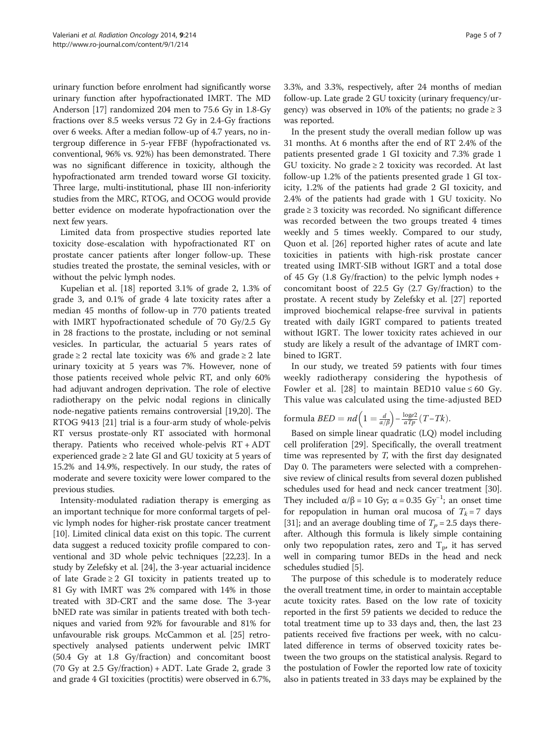urinary function before enrolment had significantly worse urinary function after hypofractionated IMRT. The MD Anderson [17] randomized 204 men to 75.6 Gy in 1.8-Gy fractions over 8.5 weeks versus 72 Gy in 2.4-Gy fractions over 6 weeks. After a median follow-up of 4.7 years, no intergroup difference in 5-year FFBF (hypofractionated vs. conventional, 96% vs. 92%) has been demonstrated. There was no significant difference in toxicity, although the hypofractionated arm trended toward worse GI toxicity. Three large, multi-institutional, phase III non-inferiority studies from the MRC, RTOG, and OCOG would provide better evidence on moderate hypofractionation over the next few years.

Limited data from prospective studies reported late toxicity dose-escalation with hypofractionated RT on prostate cancer patients after longer follow-up. These studies treated the prostate, the seminal vesicles, with or without the pelvic lymph nodes.

Kupelian et al. [18] reported 3.1% of grade 2, 1.3% of grade 3, and 0.1% of grade 4 late toxicity rates after a median 45 months of follow-up in 770 patients treated with IMRT hypofractionated schedule of 70 Gy/2.5 Gy in 28 fractions to the prostate, including or not seminal vesicles. In particular, the actuarial 5 years rates of grade ≥ 2 rectal late toxicity was 6% and grade ≥ 2 late urinary toxicity at 5 years was 7%. However, none of those patients received whole pelvic RT, and only 60% had adjuvant androgen deprivation. The role of elective radiotherapy on the pelvic nodal regions in clinically node-negative patients remains controversial [19,20]. The RTOG 9413 [21] trial is a four-arm study of whole-pelvis RT versus prostate-only RT associated with hormonal therapy. Patients who received whole-pelvis RT + ADT experienced grade ≥ 2 late GI and GU toxicity at 5 years of 15.2% and 14.9%, respectively. In our study, the rates of moderate and severe toxicity were lower compared to the previous studies.

Intensity-modulated radiation therapy is emerging as an important technique for more conformal targets of pelvic lymph nodes for higher-risk prostate cancer treatment [10]. Limited clinical data exist on this topic. The current data suggest a reduced toxicity profile compared to conventional and 3D whole pelvic techniques [22,23]. In a study by Zelefsky et al. [24], the 3-year actuarial incidence of late Grade ≥ 2 GI toxicity in patients treated up to 81 Gy with IMRT was 2% compared with 14% in those treated with 3D-CRT and the same dose. The 3-year bNED rate was similar in patients treated with both techniques and varied from 92% for favourable and 81% for unfavourable risk groups. McCammon et al. [25] retrospectively analysed patients underwent pelvic IMRT (50.4 Gy at 1.8 Gy/fraction) and concomitant boost (70 Gy at 2.5 Gy/fraction) + ADT. Late Grade 2, grade 3 and grade 4 GI toxicities (proctitis) were observed in 6.7%, 3.3%, and 3.3%, respectively, after 24 months of median follow-up. Late grade 2 GU toxicity (urinary frequency/urgency) was observed in 10% of the patients; no grade ≥ 3 was reported.

In the present study the overall median follow up was 31 months. At 6 months after the end of RT 2.4% of the patients presented grade 1 GI toxicity and 7.3% grade 1 GU toxicity. No grade ≥ 2 toxicity was recorded. At last follow-up 1.2% of the patients presented grade 1 GI toxicity, 1.2% of the patients had grade 2 GI toxicity, and 2.4% of the patients had grade with 1 GU toxicity. No grade ≥ 3 toxicity was recorded. No significant difference was recorded between the two groups treated 4 times weekly and 5 times weekly. Compared to our study, Quon et al. [26] reported higher rates of acute and late toxicities in patients with high-risk prostate cancer treated using IMRT-SIB without IGRT and a total dose of 45 Gy (1.8 Gy/fraction) to the pelvic lymph nodes + concomitant boost of 22.5 Gy (2.7 Gy/fraction) to the prostate. A recent study by Zelefsky et al. [27] reported improved biochemical relapse-free survival in patients treated with daily IGRT compared to patients treated without IGRT. The lower toxicity rates achieved in our study are likely a result of the advantage of IMRT combined to IGRT.

In our study, we treated 59 patients with four times weekly radiotherapy considering the hypothesis of Fowler et al. [28] to maintain BED10 value ≤ 60 Gy. This value was calculated using the time-adjusted BED formula $BED = nd\left(1 = \frac{d}{\alpha/\beta}\right) - \frac{\log e2}{\alpha Tp}(T - Tk)$.

Based on simple linear quadratic (LQ) model including cell proliferation [29]. Specifically, the overall treatment time was represented by $T$, with the first day designated Day 0. The parameters were selected with a comprehensive review of clinical results from several dozen published schedules used for head and neck cancer treatment [30]. They included $\alpha/\beta = 10$ Gy; $\alpha = 0.35$ $Gy^{-1}$; an onset time for repopulation in human oral mucosa of $T_k = 7$ days [31]; and an average doubling time of $T_p = 2.5$ days thereafter. Although this formula is likely simple containing only two repopulation rates, zero and $T_p$, it has served well in comparing tumor BEDs in the head and neck schedules studied [5].

The purpose of this schedule is to moderately reduce the overall treatment time, in order to maintain acceptable acute toxicity rates. Based on the low rate of toxicity reported in the first 59 patients we decided to reduce the total treatment time up to 33 days and, then, the last 23 patients received five fractions per week, with no calculated difference in terms of observed toxicity rates between the two groups on the statistical analysis. Regard to the postulation of Fowler the reported low rate of toxicity also in patients treated in 33 days may be explained by the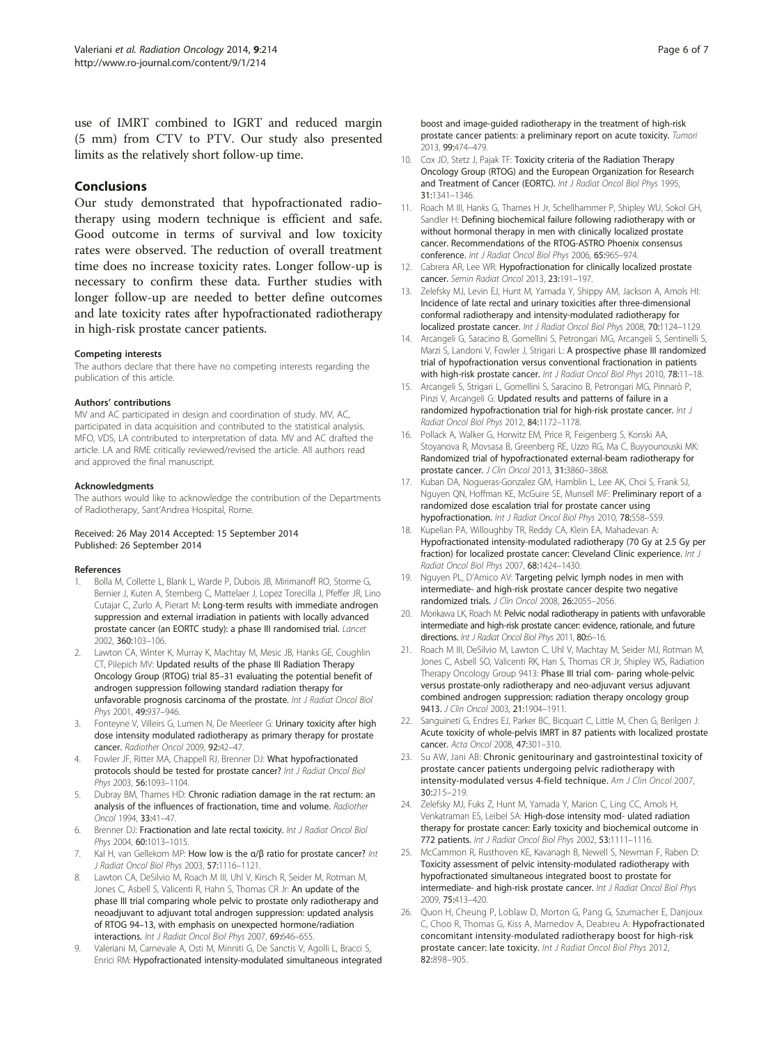use of IMRT combined to IGRT and reduced margin (5 mm) from CTV to PTV. Our study also presented limits as the relatively short follow-up time.

## Conclusions

Our study demonstrated that hypofractionated radiotherapy using modern technique is efficient and safe. Good outcome in terms of survival and low toxicity rates were observed. The reduction of overall treatment time does no increase toxicity rates. Longer follow-up is necessary to confirm these data. Further studies with longer follow-up are needed to better define outcomes and late toxicity rates after hypofractionated radiotherapy in high-risk prostate cancer patients.

#### Competing interests

The authors declare that there have no competing interests regarding the publication of this article.

#### Authors' contributions

MV and AC participated in design and coordination of study. MV, AC, participated in data acquisition and contributed to the statistical analysis. MFO, VDS, LA contributed to interpretation of data. MV and AC drafted the article. LA and RME critically reviewed/revised the article. All authors read and approved the final manuscript.

#### Acknowledgments

The authors would like to acknowledge the contribution of the Departments of Radiotherapy, Sant'Andrea Hospital, Rome.

Received: 26 May 2014 Accepted: 15 September 2014
Published: 26 September 2014

#### References

1. Bolla M, Collette L, Blank L, Warde P, Dubois JB, Mirimanoff RO, Storme G, Bernier J, Kuten A, Sternberg C, Mattelaer J, Lopez Torecilla J, Pfeffer JR, Lino Cutajar C, Zurlo A, Pierart M: **Long-term results with immediate androgen suppression and external irradiation in patients with locally advanced prostate cancer (an EORTC study): a phase III randomised trial.** *Lancet* 2002, **360:**103–106.
2. Lawton CA, Winter K, Murray K, Machtay M, Mesic JB, Hanks GE, Coughlin CT, Pilepich MV: **Updated results of the phase III Radiation Therapy Oncology Group (RTOG) trial 85–31 evaluating the potential benefit of androgen suppression following standard radiation therapy for unfavorable prognosis carcinoma of the prostate.** *Int J Radiat Oncol Biol Phys* 2001, **49:**937–946.
3. Fonteyne V, Villeirs G, Lumen N, De Meerleer G: **Urinary toxicity after high dose intensity modulated radiotherapy as primary therapy for prostate cancer.** *Radiother Oncol* 2009, **92:**42–47.
4. Fowler JF, Ritter MA, Chappell RJ, Brenner DJ: **What hypofractionated protocols should be tested for prostate cancer?** *Int J Radiat Oncol Biol Phys* 2003, **56:**1093–1104.
5. Dubray BM, Thames HD: **Chronic radiation damage in the rat rectum: an analysis of the influences of fractionation, time and volume.** *Radiother Oncol* 1994, **33:**41–47.
6. Brenner DJ: **Fractionation and late rectal toxicity.** *Int J Radiat Oncol Biol Phys* 2004, **60:**1013–1015.
7. Kal H, van Gellekom MP: **How low is the α/β ratio for prostate cancer?** *Int J Radiat Oncol Biol Phys* 2003, **57:**1116–1121.
8. Lawton CA, DeSilvio M, Roach M III, Uhl V, Kirsch R, Seider M, Rotman M, Jones C, Asbell S, Valicenti R, Hahn S, Thomas CR Jr: **An update of the phase III trial comparing whole pelvic to prostate only radiotherapy and neoadjuvant to adjuvant total androgen suppression: updated analysis of RTOG 94–13, with emphasis on unexpected hormone/radiation interactions.** *Int J Radiat Oncol Biol Phys* 2007, **69:**646–655.
9. Valeriani M, Carnevale A, Osti M, Minniti G, De Sanctis V, Agolli L, Bracci S, Enrici RM: **Hypofractionated intensity-modulated simultaneous integrated boost and image-guided radiotherapy in the treatment of high-risk prostate cancer patients: a preliminary report on acute toxicity.** *Tumori* 2013, **99:**474–479.
10. Cox JD, Stetz J, Pajak TF: **Toxicity criteria of the Radiation Therapy Oncology Group (RTOG) and the European Organization for Research and Treatment of Cancer (EORTC).** *Int J Radiat Oncol Biol Phys* 1995, **31:**1341–1346.
11. Roach M III, Hanks G, Thames H Jr, Schellhammer P, Shipley WU, Sokol GH, Sandler H: **Defining biochemical failure following radiotherapy with or without hormonal therapy in men with clinically localized prostate cancer. Recommendations of the RTOG-ASTRO Phoenix consensus conference.** *Int J Radiat Oncol Biol Phys* 2006, **65:**965–974.
12. Cabrera AR, Lee WR: **Hypofractionation for clinically localized prostate cancer.** *Semin Radiat Oncol* 2013, **23:**191–197.
13. Zelefsky MJ, Levin EJ, Hunt M, Yamada Y, Shippy AM, Jackson A, Amols HI: **Incidence of late rectal and urinary toxicities after three-dimensional conformal radiotherapy and intensity-modulated radiotherapy for localized prostate cancer.** *Int J Radiat Oncol Biol Phys* 2008, **70:**1124–1129.
14. Arcangeli G, Saracino B, Gomellini S, Petrongari MG, Arcangeli S, Sentinelli S, Marzi S, Landoni V, Fowler J, Strigari L: **A prospective phase III randomized trial of hypofractionation versus conventional fractionation in patients with high-risk prostate cancer.** *Int J Radiat Oncol Biol Phys* 2010, **78:**11–18.
15. Arcangeli S, Strigari L, Gomellini S, Saracino B, Petrongari MG, Pinnarò P, Pinzi V, Arcangeli G: **Updated results and patterns of failure in a randomized hypofractionation trial for high-risk prostate cancer.** *Int J Radiat Oncol Biol Phys* 2012, **84:**1172–1178.
16. Pollack A, Walker G, Horwitz EM, Price R, Feigenberg S, Konski AA, Stoyanova R, Movsasa B, Greenberg RE, Uzzo RG, Ma C, Buyyounouski MK: **Randomized trial of hypofractionated external-beam radiotherapy for prostate cancer.** *J Clin Oncol* 2013, **31:**3860–3868.
17. Kuban DA, Nogueras-Gonzalez GM, Hamblin L, Lee AK, Choi S, Frank SJ, Nguyen QN, Hoffman KE, McGuire SE, Munsell MF: **Preliminary report of a randomized dose escalation trial for prostate cancer using hypofractionation.** *Int J Radiat Oncol Biol Phys* 2010, **78:**S58–S59.
18. Kupelian PA, Willoughby TR, Reddy CA, Klein EA, Mahadevan A: **Hypofractionated intensity-modulated radiotherapy (70 Gy at 2.5 Gy per fraction) for localized prostate cancer: Cleveland Clinic experience.** *Int J Radiat Oncol Biol Phys* 2007, **68:**1424–1430.
19. Nguyen PL, D'Amico AV: **Targeting pelvic lymph nodes in men with intermediate- and high-risk prostate cancer despite two negative randomized trials.** *J Clin Oncol* 2008, **26:**2055–2056.
20. Morikawa LK, Roach M: **Pelvic nodal radiotherapy in patients with unfavorable intermediate and high-risk prostate cancer: evidence, rationale, and future directions.** *Int J Radiat Oncol Biol Phys* 2011, **80:**6–16.
21. Roach M III, DeSilvio M, Lawton C, Uhl V, Machtay M, Seider MJ, Rotman M, Jones C, Asbell SO, Valicenti RK, Han S, Thomas CR Jr, Shipley WS, Radiation Therapy Oncology Group 9413: **Phase III trial com- paring whole-pelvic versus prostate-only radiotherapy and neo-adjuvant versus adjuvant combined androgen suppression: radiation therapy oncology group 9413.** *J Clin Oncol* 2003, **21:**1904–1911.
22. Sanguineti G, Endres EJ, Parker BC, Bicquart C, Little M, Chen G, Berilgen J: **Acute toxicity of whole-pelvis IMRT in 87 patients with localized prostate cancer.** *Acta Oncol* 2008, **47:**301–310.
23. Su AW, Jani AB: **Chronic genitourinary and gastrointestinal toxicity of prostate cancer patients undergoing pelvic radiotherapy with intensity-modulated versus 4-field technique.** *Am J Clin Oncol* 2007, **30:**215–219.
24. Zelefsky MJ, Fuks Z, Hunt M, Yamada Y, Marion C, Ling CC, Amols H, Venkatraman ES, Leibel SA: **High-dose intensity mod- ulated radiation therapy for prostate cancer: Early toxicity and biochemical outcome in 772 patients.** *Int J Radiat Oncol Biol Phys* 2002, **53:**1111–1116.
25. McCammon R, Rusthoven KE, Kavanagh B, Newell S, Newman F, Raben D: **Toxicity assessment of pelvic intensity-modulated radiotherapy with hypofractionated simultaneous integrated boost to prostate for intermediate- and high-risk prostate cancer.** *Int J Radiat Oncol Biol Phys* 2009, **75:**413–420.
26. Quon H, Cheung P, Loblaw D, Morton G, Pang G, Szumacher E, Danjoux C, Choo R, Thomas G, Kiss A, Mamedov A, Deabreu A: **Hypofractionated concomitant intensity-modulated radiotherapy boost for high-risk prostate cancer: late toxicity.** *Int J Radiat Oncol Biol Phys* 2012, **82:**898–905.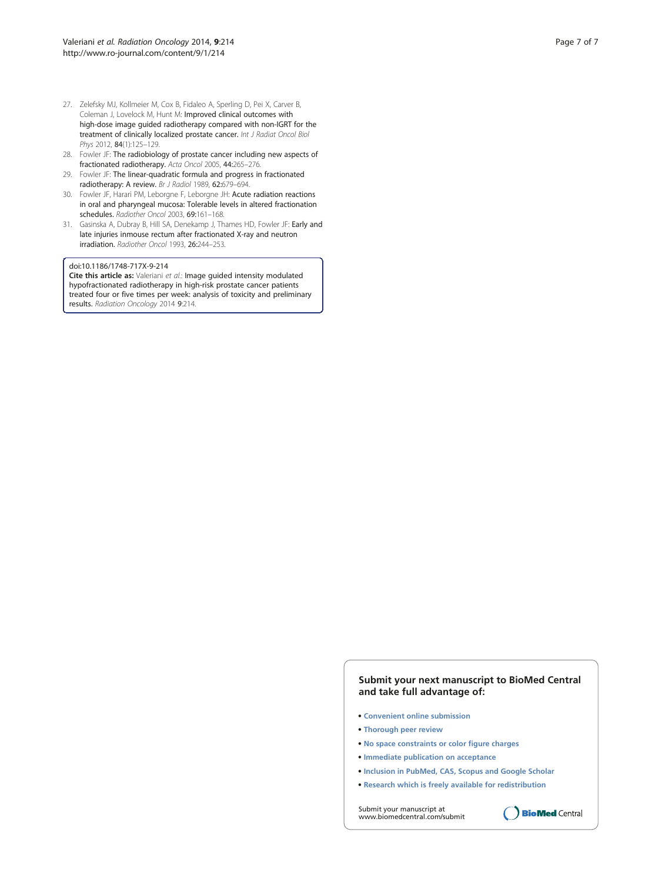27. Zelefsky MJ, Kollmeier M, Cox B, Fidaleo A, Sperling D, Pei X, Carver B, Coleman J, Lovelock M, Hunt M: **Improved clinical outcomes with high-dose image guided radiotherapy compared with non-IGRT for the treatment of clinically localized prostate cancer.** *Int J Radiat Oncol Biol Phys* 2012, **84**(1):125–129.
28. Fowler JF: **The radiobiology of prostate cancer including new aspects of fractionated radiotherapy.** *Acta Oncol* 2005, **44:**265–276.
29. Fowler JF: **The linear-quadratic formula and progress in fractionated radiotherapy: A review.** *Br J Radiol* 1989, **62:**679–694.
30. Fowler JF, Harari PM, Leborgne F, Leborgne JH: **Acute radiation reactions in oral and pharyngeal mucosa: Tolerable levels in altered fractionation schedules.** *Radiother Oncol* 2003, **69:**161–168.
31. Gasinska A, Dubray B, Hill SA, Denekamp J, Thames HD, Fowler JF: **Early and late injuries inmouse rectum after fractionated X-ray and neutron irradiation.** *Radiother Oncol* 1993, **26:**244–253.

doi:10.1186/1748-717X-9-214
**Cite this article as:** Valeriani *et al.*: Image guided intensity modulated hypofractionated radiotherapy in high-risk prostate cancer patients treated four or five times per week: analysis of toxicity and preliminary results. *Radiation Oncology* 2014 **9**:214.

**Submit your next manuscript to BioMed Central and take full advantage of:**

- **Convenient online submission**
- **Thorough peer review**
- **No space constraints or color figure charges**
- **Immediate publication on acceptance**
- **Inclusion in PubMed, CAS, Scopus and Google Scholar**
- **Research which is freely available for redistribution**

Submit your manuscript at
www.biomedcentral.com/submit

BioMed Central